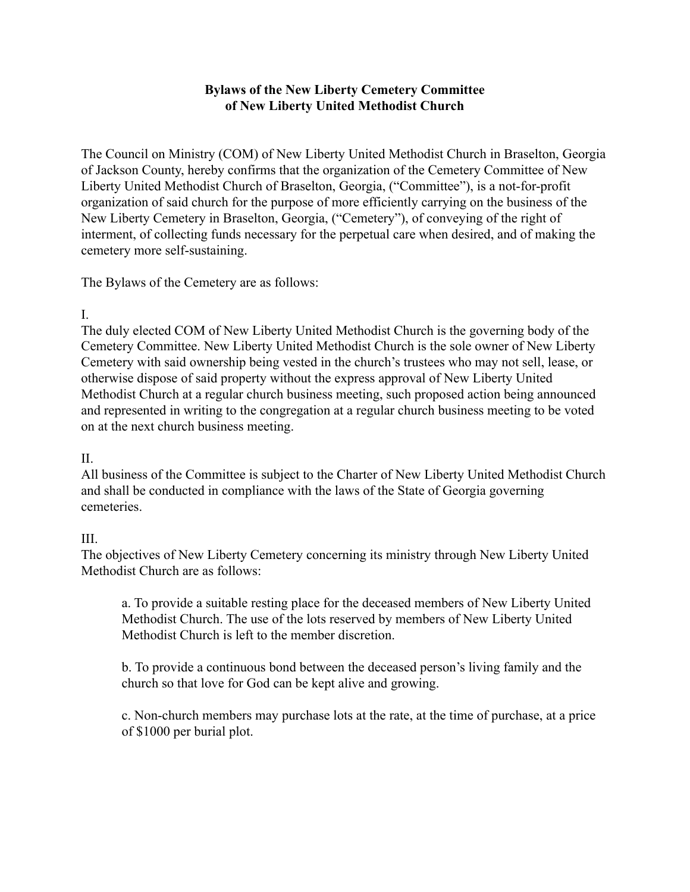# Bylaws of the New Liberty Cemetery Committee of New Liberty United Methodist Church

The Council on Ministry (COM) of New Liberty United Methodist Church in Braselton, Georgia of Jackson County, hereby confirms that the organization of the Cemetery Committee of New Liberty United Methodist Church of Braselton, Georgia, ("Committee"), is a not-for-profit organization of said church for the purpose of more efficiently carrying on the business of the New Liberty Cemetery in Braselton, Georgia, ("Cemetery"), of conveying of the right of interment, of collecting funds necessary for the perpetual care when desired, and of making the cemetery more self-sustaining.

The Bylaws of the Cemetery are as follows:

I.

The duly elected COM of New Liberty United Methodist Church is the governing body of the Cemetery Committee. New Liberty United Methodist Church is the sole owner of New Liberty Cemetery with said ownership being vested in the church's trustees who may not sell, lease, or otherwise dispose of said property without the express approval of New Liberty United Methodist Church at a regular church business meeting, such proposed action being announced and represented in writing to the congregation at a regular church business meeting to be voted on at the next church business meeting.

II.

All business of the Committee is subject to the Charter of New Liberty United Methodist Church and shall be conducted in compliance with the laws of the State of Georgia governing cemeteries.

III.

The objectives of New Liberty Cemetery concerning its ministry through New Liberty United Methodist Church are as follows:

a. To provide a suitable resting place for the deceased members of New Liberty United Methodist Church. The use of the lots reserved by members of New Liberty United Methodist Church is left to the member discretion.

b. To provide a continuous bond between the deceased person's living family and the church so that love for God can be kept alive and growing.

c. Non-church members may purchase lots at the rate, at the time of purchase, at a price of $1000 per burial plot.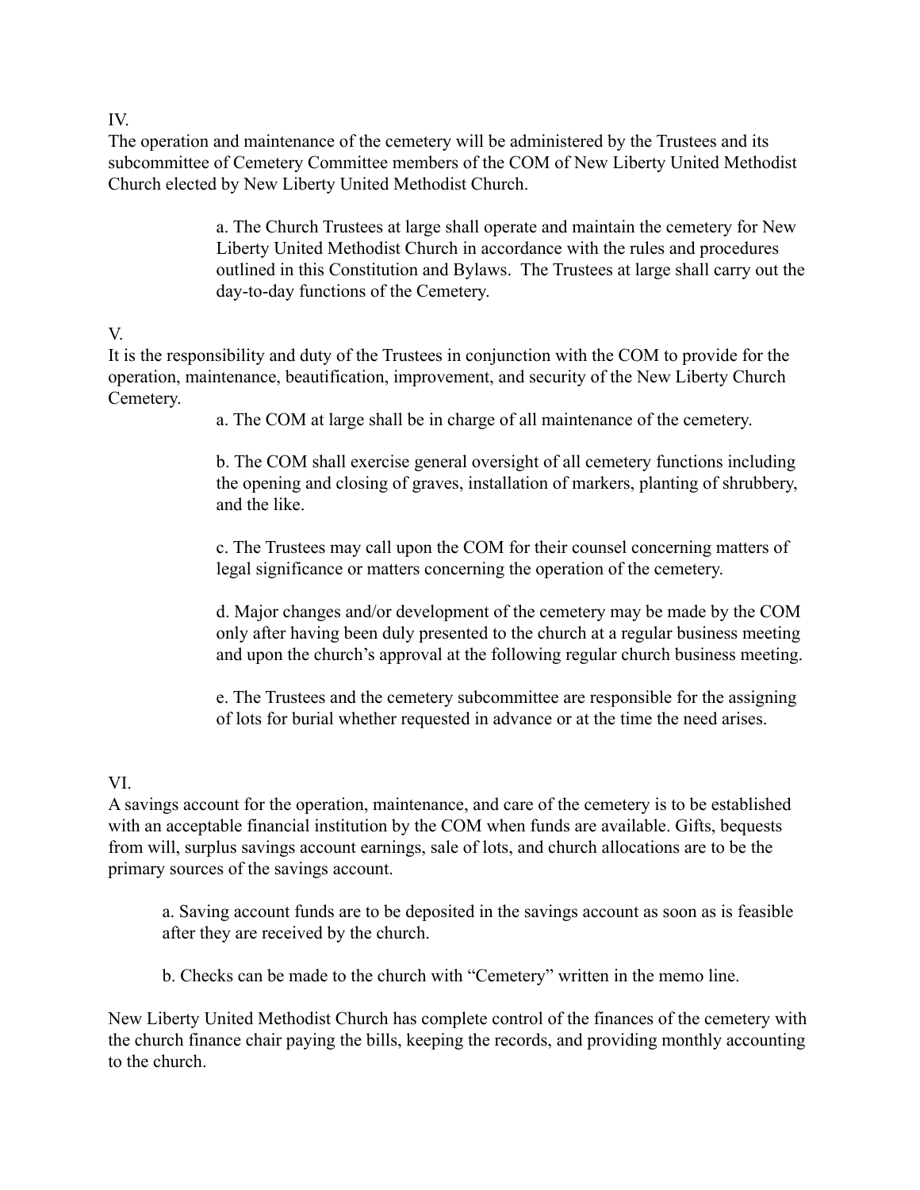IV.

The operation and maintenance of the cemetery will be administered by the Trustees and its subcommittee of Cemetery Committee members of the COM of New Liberty United Methodist Church elected by New Liberty United Methodist Church.

a. The Church Trustees at large shall operate and maintain the cemetery for New Liberty United Methodist Church in accordance with the rules and procedures outlined in this Constitution and Bylaws. The Trustees at large shall carry out the day-to-day functions of the Cemetery.

V.

It is the responsibility and duty of the Trustees in conjunction with the COM to provide for the operation, maintenance, beautification, improvement, and security of the New Liberty Church Cemetery.

a. The COM at large shall be in charge of all maintenance of the cemetery.

b. The COM shall exercise general oversight of all cemetery functions including the opening and closing of graves, installation of markers, planting of shrubbery, and the like.

c. The Trustees may call upon the COM for their counsel concerning matters of legal significance or matters concerning the operation of the cemetery.

d. Major changes and/or development of the cemetery may be made by the COM only after having been duly presented to the church at a regular business meeting and upon the church's approval at the following regular church business meeting.

e. The Trustees and the cemetery subcommittee are responsible for the assigning of lots for burial whether requested in advance or at the time the need arises.

VI.

A savings account for the operation, maintenance, and care of the cemetery is to be established with an acceptable financial institution by the COM when funds are available. Gifts, bequests from will, surplus savings account earnings, sale of lots, and church allocations are to be the primary sources of the savings account.

a. Saving account funds are to be deposited in the savings account as soon as is feasible after they are received by the church.

b. Checks can be made to the church with "Cemetery" written in the memo line.

New Liberty United Methodist Church has complete control of the finances of the cemetery with the church finance chair paying the bills, keeping the records, and providing monthly accounting to the church.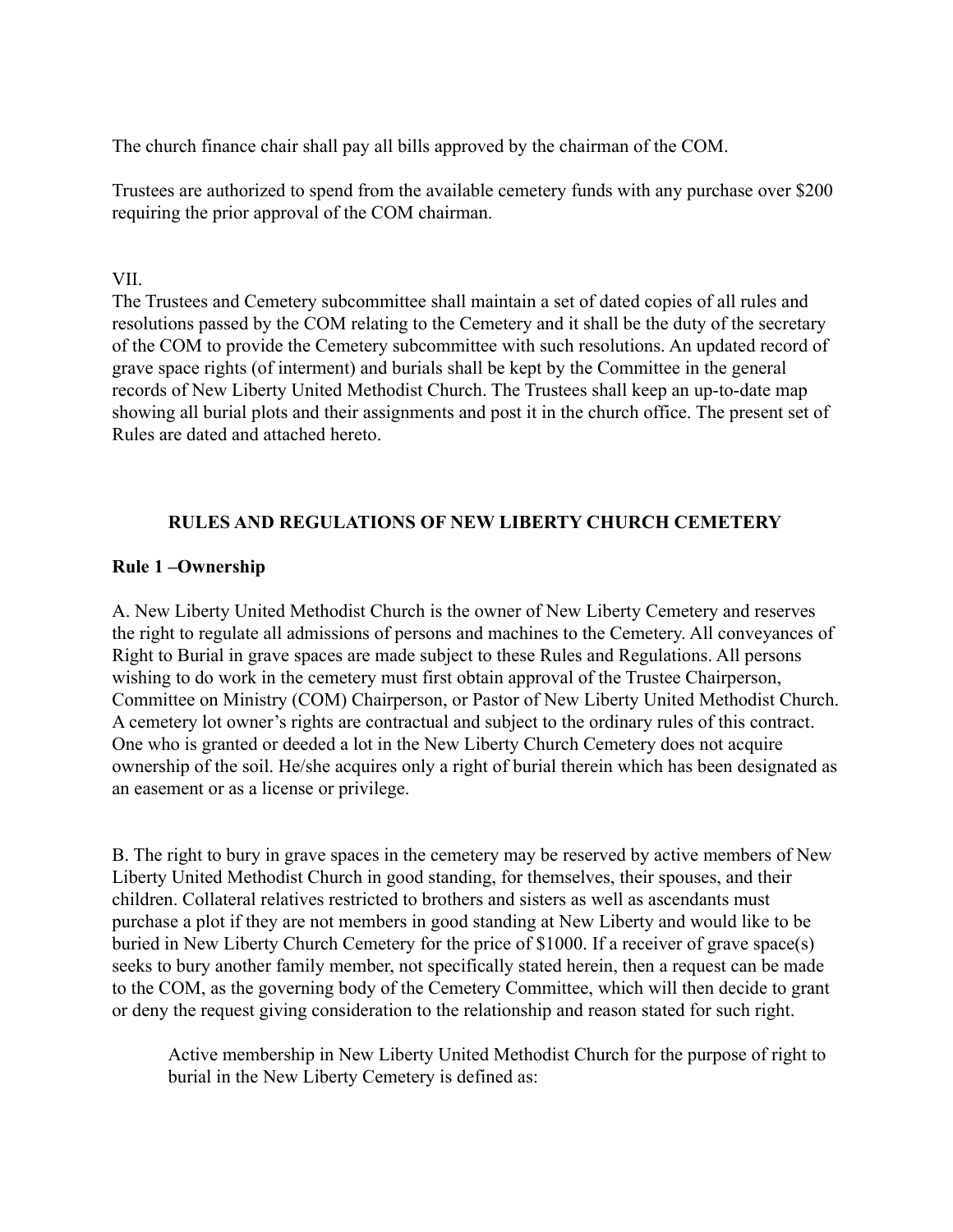The church finance chair shall pay all bills approved by the chairman of the COM.

Trustees are authorized to spend from the available cemetery funds with any purchase over $200 requiring the prior approval of the COM chairman.

VII.

The Trustees and Cemetery subcommittee shall maintain a set of dated copies of all rules and resolutions passed by the COM relating to the Cemetery and it shall be the duty of the secretary of the COM to provide the Cemetery subcommittee with such resolutions. An updated record of grave space rights (of interment) and burials shall be kept by the Committee in the general records of New Liberty United Methodist Church. The Trustees shall keep an up-to-date map showing all burial plots and their assignments and post it in the church office. The present set of Rules are dated and attached hereto.

## RULES AND REGULATIONS OF NEW LIBERTY CHURCH CEMETERY

**Rule 1 –Ownership**

A. New Liberty United Methodist Church is the owner of New Liberty Cemetery and reserves the right to regulate all admissions of persons and machines to the Cemetery. All conveyances of Right to Burial in grave spaces are made subject to these Rules and Regulations. All persons wishing to do work in the cemetery must first obtain approval of the Trustee Chairperson, Committee on Ministry (COM) Chairperson, or Pastor of New Liberty United Methodist Church. A cemetery lot owner's rights are contractual and subject to the ordinary rules of this contract. One who is granted or deeded a lot in the New Liberty Church Cemetery does not acquire ownership of the soil. He/she acquires only a right of burial therein which has been designated as an easement or as a license or privilege.

B. The right to bury in grave spaces in the cemetery may be reserved by active members of New Liberty United Methodist Church in good standing, for themselves, their spouses, and their children. Collateral relatives restricted to brothers and sisters as well as ascendants must purchase a plot if they are not members in good standing at New Liberty and would like to be buried in New Liberty Church Cemetery for the price of $1000. If a receiver of grave space(s) seeks to bury another family member, not specifically stated herein, then a request can be made to the COM, as the governing body of the Cemetery Committee, which will then decide to grant or deny the request giving consideration to the relationship and reason stated for such right.

> Active membership in New Liberty United Methodist Church for the purpose of right to burial in the New Liberty Cemetery is defined as: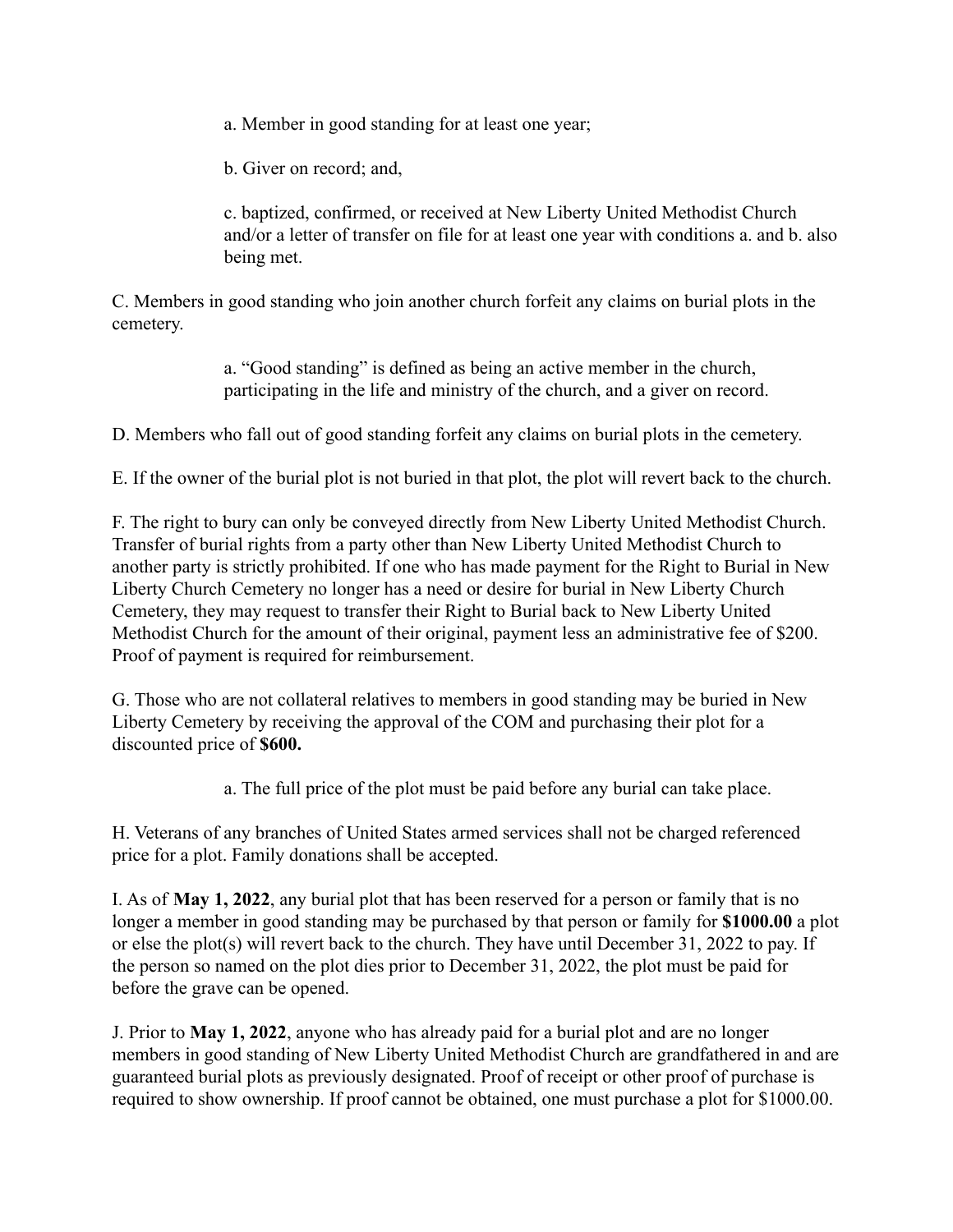a. Member in good standing for at least one year;

b. Giver on record; and,

c. baptized, confirmed, or received at New Liberty United Methodist Church and/or a letter of transfer on file for at least one year with conditions a. and b. also being met.

C. Members in good standing who join another church forfeit any claims on burial plots in the cemetery.

a. "Good standing" is defined as being an active member in the church, participating in the life and ministry of the church, and a giver on record.

D. Members who fall out of good standing forfeit any claims on burial plots in the cemetery.

E. If the owner of the burial plot is not buried in that plot, the plot will revert back to the church.

F. The right to bury can only be conveyed directly from New Liberty United Methodist Church. Transfer of burial rights from a party other than New Liberty United Methodist Church to another party is strictly prohibited. If one who has made payment for the Right to Burial in New Liberty Church Cemetery no longer has a need or desire for burial in New Liberty Church Cemetery, they may request to transfer their Right to Burial back to New Liberty United Methodist Church for the amount of their original, payment less an administrative fee of $200. Proof of payment is required for reimbursement.

G. Those who are not collateral relatives to members in good standing may be buried in New Liberty Cemetery by receiving the approval of the COM and purchasing their plot for a discounted price of **$600.**

a. The full price of the plot must be paid before any burial can take place.

H. Veterans of any branches of United States armed services shall not be charged referenced price for a plot. Family donations shall be accepted.

I. As of **May 1, 2022**, any burial plot that has been reserved for a person or family that is no longer a member in good standing may be purchased by that person or family for **$1000.00** a plot or else the plot(s) will revert back to the church. They have until December 31, 2022 to pay. If the person so named on the plot dies prior to December 31, 2022, the plot must be paid for before the grave can be opened.

J. Prior to **May 1, 2022**, anyone who has already paid for a burial plot and are no longer members in good standing of New Liberty United Methodist Church are grandfathered in and are guaranteed burial plots as previously designated. Proof of receipt or other proof of purchase is required to show ownership. If proof cannot be obtained, one must purchase a plot for $1000.00.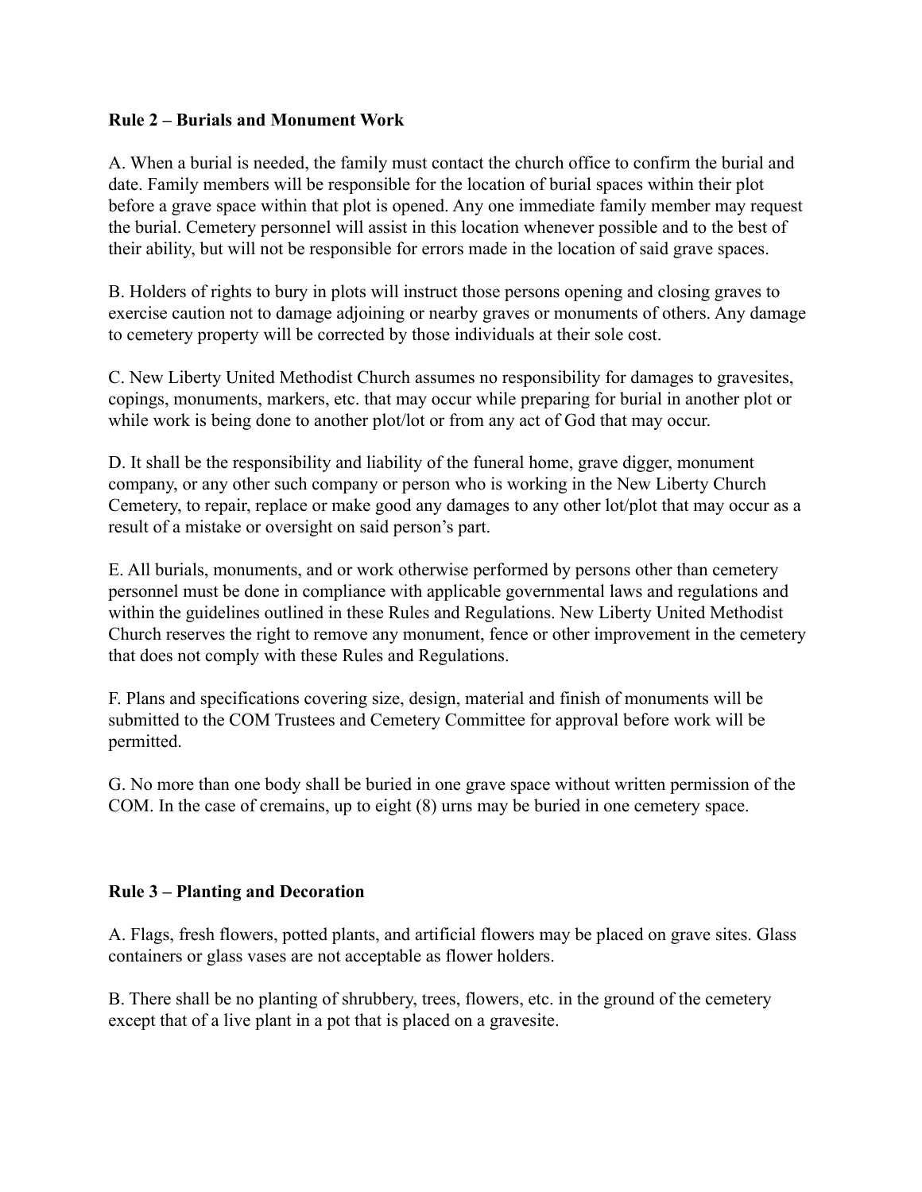**Rule 2 – Burials and Monument Work**

A. When a burial is needed, the family must contact the church office to confirm the burial and date. Family members will be responsible for the location of burial spaces within their plot before a grave space within that plot is opened. Any one immediate family member may request the burial. Cemetery personnel will assist in this location whenever possible and to the best of their ability, but will not be responsible for errors made in the location of said grave spaces.

B. Holders of rights to bury in plots will instruct those persons opening and closing graves to exercise caution not to damage adjoining or nearby graves or monuments of others. Any damage to cemetery property will be corrected by those individuals at their sole cost.

C. New Liberty United Methodist Church assumes no responsibility for damages to gravesites, copings, monuments, markers, etc. that may occur while preparing for burial in another plot or while work is being done to another plot/lot or from any act of God that may occur.

D. It shall be the responsibility and liability of the funeral home, grave digger, monument company, or any other such company or person who is working in the New Liberty Church Cemetery, to repair, replace or make good any damages to any other lot/plot that may occur as a result of a mistake or oversight on said person's part.

E. All burials, monuments, and or work otherwise performed by persons other than cemetery personnel must be done in compliance with applicable governmental laws and regulations and within the guidelines outlined in these Rules and Regulations. New Liberty United Methodist Church reserves the right to remove any monument, fence or other improvement in the cemetery that does not comply with these Rules and Regulations.

F. Plans and specifications covering size, design, material and finish of monuments will be submitted to the COM Trustees and Cemetery Committee for approval before work will be permitted.

G. No more than one body shall be buried in one grave space without written permission of the COM. In the case of cremains, up to eight (8) urns may be buried in one cemetery space.

**Rule 3 – Planting and Decoration**

A. Flags, fresh flowers, potted plants, and artificial flowers may be placed on grave sites. Glass containers or glass vases are not acceptable as flower holders.

B. There shall be no planting of shrubbery, trees, flowers, etc. in the ground of the cemetery except that of a live plant in a pot that is placed on a gravesite.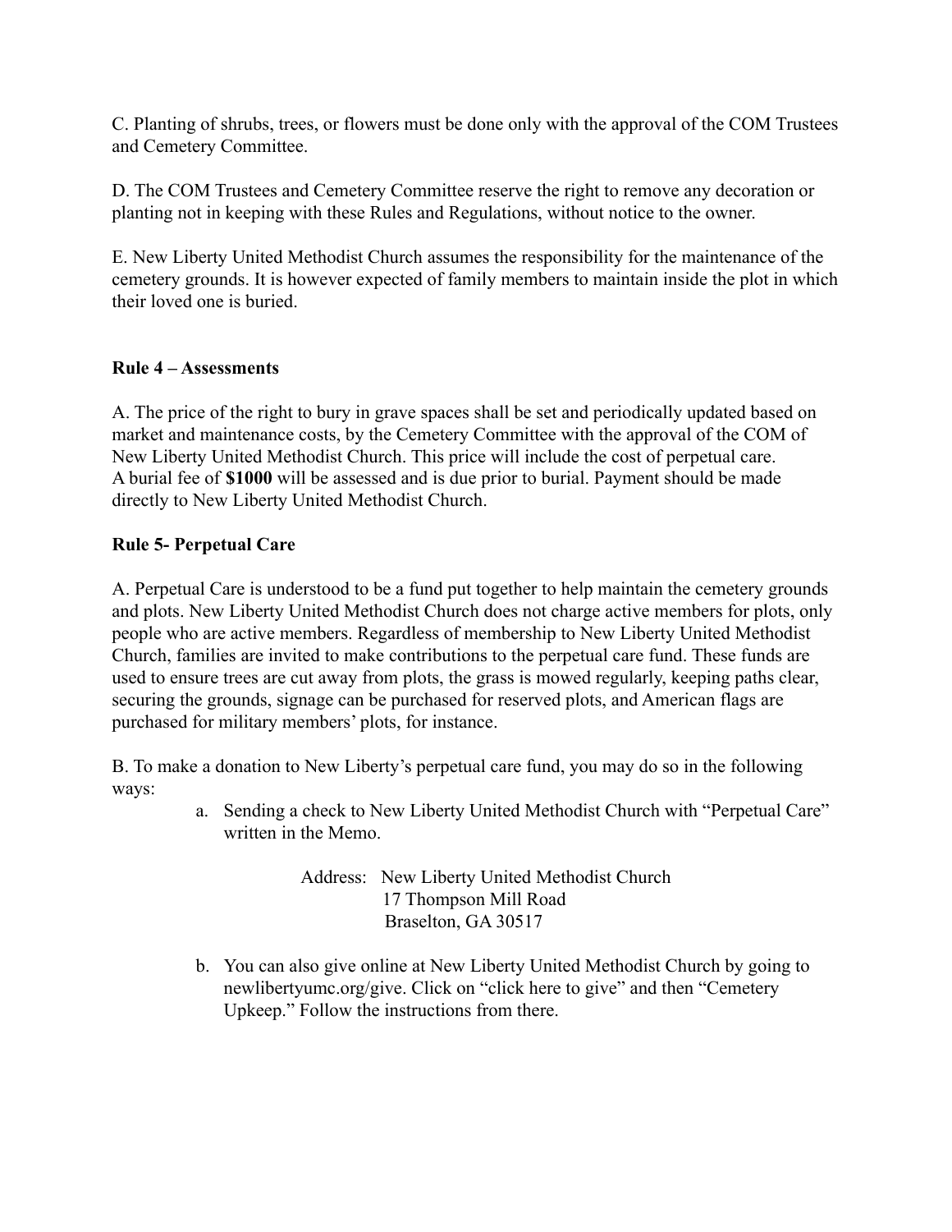C. Planting of shrubs, trees, or flowers must be done only with the approval of the COM Trustees and Cemetery Committee.

D. The COM Trustees and Cemetery Committee reserve the right to remove any decoration or planting not in keeping with these Rules and Regulations, without notice to the owner.

E. New Liberty United Methodist Church assumes the responsibility for the maintenance of the cemetery grounds. It is however expected of family members to maintain inside the plot in which their loved one is buried.

**Rule 4 – Assessments**

A. The price of the right to bury in grave spaces shall be set and periodically updated based on market and maintenance costs, by the Cemetery Committee with the approval of the COM of New Liberty United Methodist Church. This price will include the cost of perpetual care.
A burial fee of **$1000** will be assessed and is due prior to burial. Payment should be made directly to New Liberty United Methodist Church.

**Rule 5- Perpetual Care**

A. Perpetual Care is understood to be a fund put together to help maintain the cemetery grounds and plots. New Liberty United Methodist Church does not charge active members for plots, only people who are active members. Regardless of membership to New Liberty United Methodist Church, families are invited to make contributions to the perpetual care fund. These funds are used to ensure trees are cut away from plots, the grass is mowed regularly, keeping paths clear, securing the grounds, signage can be purchased for reserved plots, and American flags are purchased for military members' plots, for instance.

B. To make a donation to New Liberty's perpetual care fund, you may do so in the following ways:

a. Sending a check to New Liberty United Methodist Church with "Perpetual Care" written in the Memo.

   Address: New Liberty United Methodist Church
   17 Thompson Mill Road
   Braselton, GA 30517

b. You can also give online at New Liberty United Methodist Church by going to newlibertyumc.org/give. Click on "click here to give" and then "Cemetery Upkeep." Follow the instructions from there.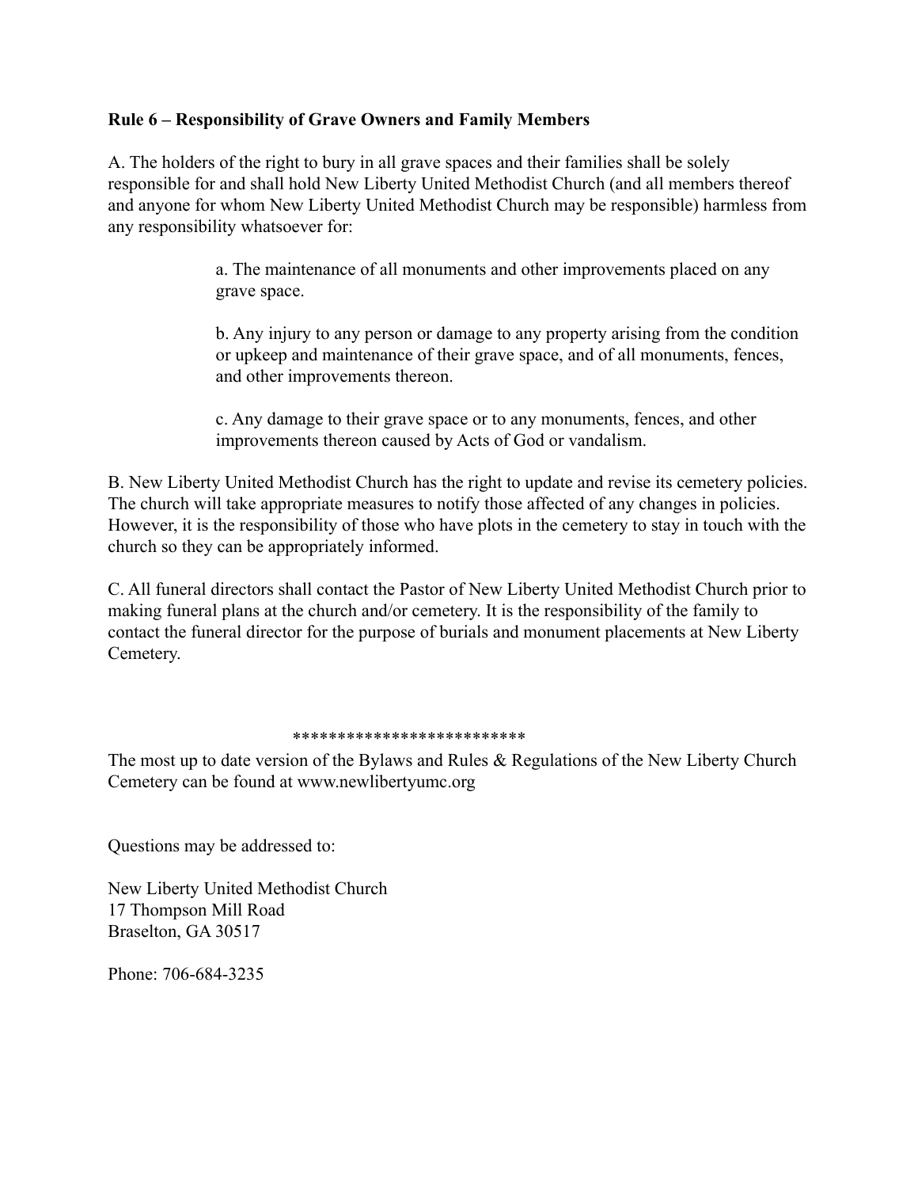**Rule 6 – Responsibility of Grave Owners and Family Members**

A. The holders of the right to bury in all grave spaces and their families shall be solely responsible for and shall hold New Liberty United Methodist Church (and all members thereof and anyone for whom New Liberty United Methodist Church may be responsible) harmless from any responsibility whatsoever for:

> a. The maintenance of all monuments and other improvements placed on any grave space.
>
> b. Any injury to any person or damage to any property arising from the condition or upkeep and maintenance of their grave space, and of all monuments, fences, and other improvements thereon.
>
> c. Any damage to their grave space or to any monuments, fences, and other improvements thereon caused by Acts of God or vandalism.

B. New Liberty United Methodist Church has the right to update and revise its cemetery policies. The church will take appropriate measures to notify those affected of any changes in policies. However, it is the responsibility of those who have plots in the cemetery to stay in touch with the church so they can be appropriately informed.

C. All funeral directors shall contact the Pastor of New Liberty United Methodist Church prior to making funeral plans at the church and/or cemetery. It is the responsibility of the family to contact the funeral director for the purpose of burials and monument placements at New Liberty Cemetery.

**************************

The most up to date version of the Bylaws and Rules & Regulations of the New Liberty Church Cemetery can be found at www.newlibertyumc.org

Questions may be addressed to:

New Liberty United Methodist Church
17 Thompson Mill Road
Braselton, GA 30517

Phone: 706-684-3235